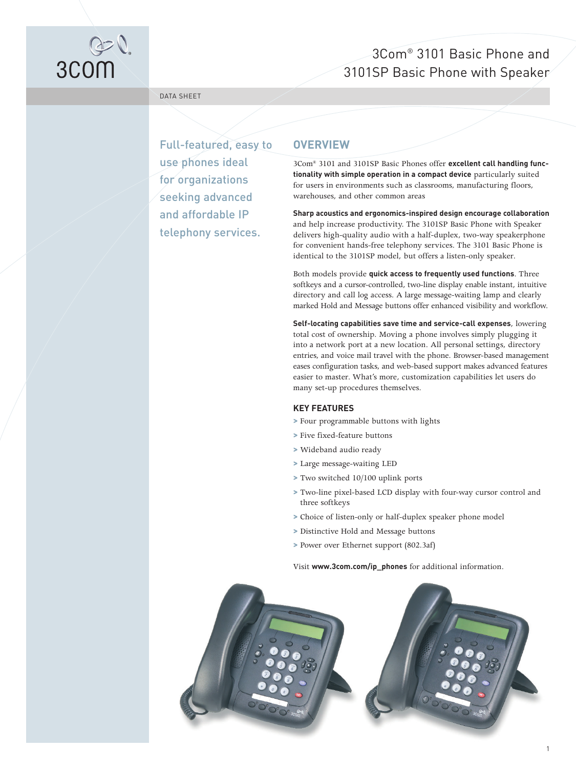# 3Com® 3101 Basic Phone and 3101SP Basic Phone with Speaker

DATA SHEET

Full-featured, easy to use phones ideal for organizations seeking advanced and affordable IP telephony services.

## OVERVIEW

3Com® 3101 and 3101SP Basic Phones offer **excellent call handling functionality with simple operation in a compact device** particularly suited for users in environments such as classrooms, manufacturing floors, warehouses, and other common areas

**Sharp acoustics and ergonomics-inspired design encourage collaboration** and help increase productivity. The 3101SP Basic Phone with Speaker delivers high-quality audio with a half-duplex, two-way speakerphone for convenient hands-free telephony services. The 3101 Basic Phone is identical to the 3101SP model, but offers a listen-only speaker.

Both models provide **quick access to frequently used functions**. Three softkeys and a cursor-controlled, two-line display enable instant, intuitive directory and call log access. A large message-waiting lamp and clearly marked Hold and Message buttons offer enhanced visibility and workflow.

**Self-locating capabilities save time and service-call expenses**, lowering total cost of ownership. Moving a phone involves simply plugging it into a network port at a new location. All personal settings, directory entries, and voice mail travel with the phone. Browser-based management eases configuration tasks, and web-based support makes advanced features easier to master. What's more, customization capabilities let users do many set-up procedures themselves.

### KEY FEATURES

- Four programmable buttons with lights
- Five fixed-feature buttons
- Wideband audio ready
- Large message-waiting LED
- Two switched 10/100 uplink ports
- Two-line pixel-based LCD display with four-way cursor control and three softkeys
- Choice of listen-only or half-duplex speaker phone model
- Distinctive Hold and Message buttons
- Power over Ethernet support (802.3af)

Visit **www.3com.com/ip_phones** for additional information.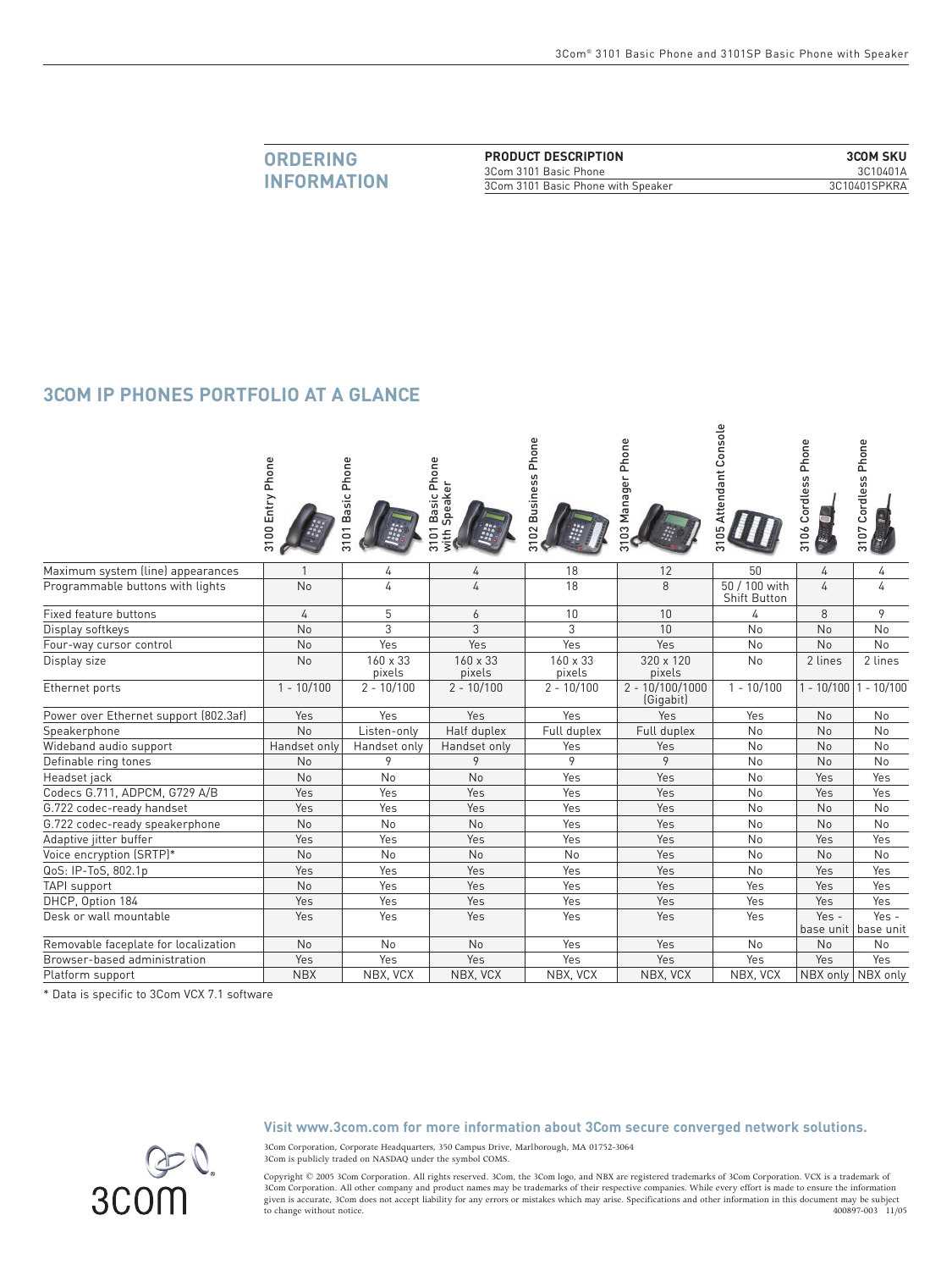## ORDERING INFORMATION

| PRODUCT DESCRIPTION | 3COM SKU |
|---|---|
| 3Com 3101 Basic Phone | 3C10401A |
| 3Com 3101 Basic Phone with Speaker | 3C10401SPKRA |

## 3COM IP PHONES PORTFOLIO AT A GLANCE

| | 3100 Entry Phone | 3101 Basic Phone | 3101 Basic Phone with Speaker | 3102 Business Phone | 3103 Manager Phone | 3105 Attendant Console | 3106 Cordless Phone | 3107 Cordless Phone |
|---|---|---|---|---|---|---|---|---|
| Maximum system (line) appearances | 1 | 4 | 4 | 18 | 12 | 50 | 4 | 4 |
| Programmable buttons with lights | No | 4 | 4 | 18 | 8 | 50 / 100 with Shift Button | 4 | 4 |
| Fixed feature buttons | 4 | 5 | 6 | 10 | 10 | 4 | 8 | 9 |
| Display softkeys | No | 3 | 3 | 3 | 10 | No | No | No |
| Four-way cursor control | No | Yes | Yes | Yes | Yes | No | No | No |
| Display size | No | 160 x 33 pixels | 160 x 33 pixels | 160 x 33 pixels | 320 x 120 pixels | No | 2 lines | 2 lines |
| Ethernet ports | 1 - 10/100 | 2 - 10/100 | 2 - 10/100 | 2 - 10/100 | 2 - 10/100/1000 (Gigabit) | 1 - 10/100 | 1 - 10/100 | 1 - 10/100 |
| Power over Ethernet support (802.3af) | Yes | Yes | Yes | Yes | Yes | Yes | No | No |
| Speakerphone | No | Listen-only | Half duplex | Full duplex | Full duplex | No | No | No |
| Wideband audio support | Handset only | Handset only | Handset only | Yes | Yes | No | No | No |
| Definable ring tones | No | 9 | 9 | 9 | 9 | No | No | No |
| Headset jack | No | No | No | Yes | Yes | No | Yes | Yes |
| Codecs G.711, ADPCM, G729 A/B | Yes | Yes | Yes | Yes | Yes | No | Yes | Yes |
| G.722 codec-ready handset | Yes | Yes | Yes | Yes | Yes | No | No | No |
| G.722 codec-ready speakerphone | No | No | No | Yes | Yes | No | No | No |
| Adaptive jitter buffer | Yes | Yes | Yes | Yes | Yes | No | Yes | Yes |
| Voice encryption (SRTP)* | No | No | No | No | Yes | No | No | No |
| QoS: IP-ToS, 802.1p | Yes | Yes | Yes | Yes | Yes | No | Yes | Yes |
| TAPI support | No | Yes | Yes | Yes | Yes | Yes | Yes | Yes |
| DHCP, Option 184 | Yes | Yes | Yes | Yes | Yes | Yes | Yes | Yes |
| Desk or wall mountable | Yes | Yes | Yes | Yes | Yes | Yes | Yes - base unit | Yes - base unit |
| Removable faceplate for localization | No | No | No | Yes | Yes | No | No | No |
| Browser-based administration | Yes | Yes | Yes | Yes | Yes | Yes | Yes | Yes |
| Platform support | NBX | NBX, VCX | NBX, VCX | NBX, VCX | NBX, VCX | NBX, VCX | NBX only | NBX only |

* Data is specific to 3Com VCX 7.1 software

**Visit www.3com.com for more information about 3Com secure converged network solutions.**

3Com Corporation, Corporate Headquarters, 350 Campus Drive, Marlborough, MA 01752-3064
3Com is publicly traded on NASDAQ under the symbol COMS.

Copyright © 2005 3Com Corporation. All rights reserved. 3Com, the 3Com logo, and NBX are registered trademarks of 3Com Corporation. VCX is a trademark of 3Com Corporation. All other company and product names may be trademarks of their respective companies. While every effort is made to ensure the information given is accurate, 3Com does not accept liability for any errors or mistakes which may arise. Specifications and other information in this document may be subject to change without notice. 400897-003 11/05